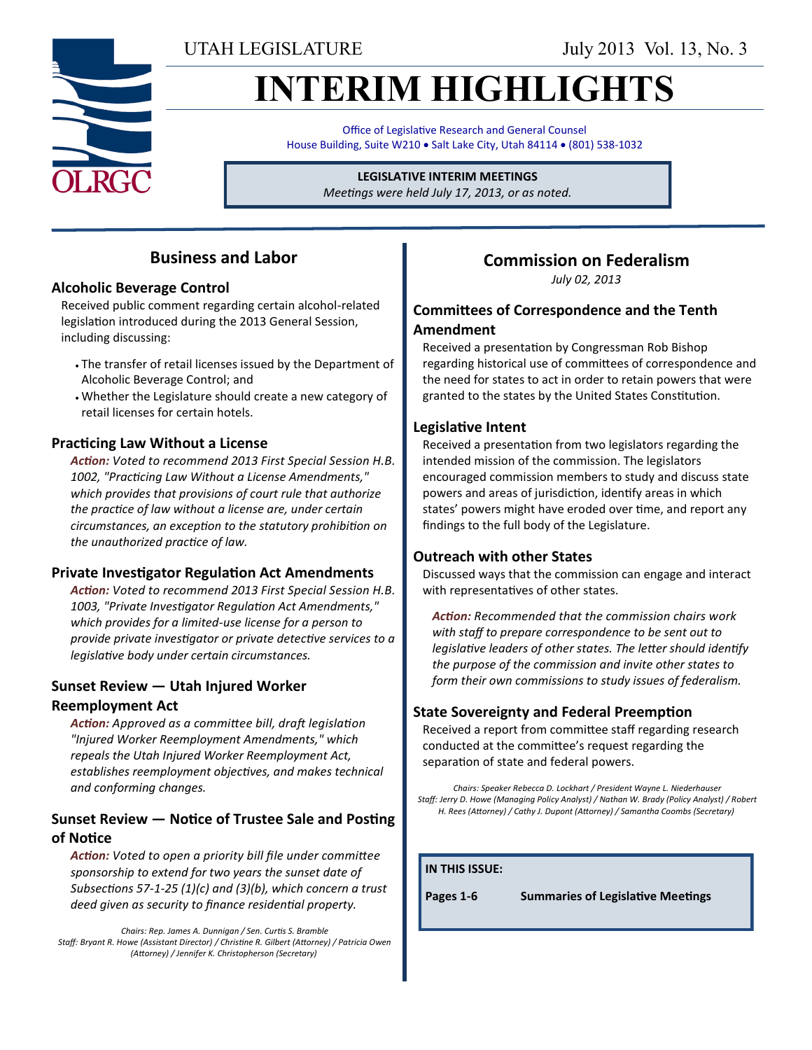UTAH LEGISLATURE

July 2013 Vol. 13, No. 3

# INTERIM HIGHLIGHTS

Office of Legislative Research and General Counsel
House Building, Suite W210 • Salt Lake City, Utah 84114 • (801) 538-1032

**LEGISLATIVE INTERIM MEETINGS**
*Meetings were held July 17, 2013, or as noted.*

## Business and Labor

### Alcoholic Beverage Control

Received public comment regarding certain alcohol-related legislation introduced during the 2013 General Session, including discussing:

- The transfer of retail licenses issued by the Department of Alcoholic Beverage Control; and
- Whether the Legislature should create a new category of retail licenses for certain hotels.

### Practicing Law Without a License

***Action:*** *Voted to recommend 2013 First Special Session H.B. 1002, "Practicing Law Without a License Amendments," which provides that provisions of court rule that authorize the practice of law without a license are, under certain circumstances, an exception to the statutory prohibition on the unauthorized practice of law.*

### Private Investigator Regulation Act Amendments

***Action:*** *Voted to recommend 2013 First Special Session H.B. 1003, "Private Investigator Regulation Act Amendments," which provides for a limited-use license for a person to provide private investigator or private detective services to a legislative body under certain circumstances.*

### Sunset Review — Utah Injured Worker Reemployment Act

***Action:*** *Approved as a committee bill, draft legislation "Injured Worker Reemployment Amendments," which repeals the Utah Injured Worker Reemployment Act, establishes reemployment objectives, and makes technical and conforming changes.*

### Sunset Review — Notice of Trustee Sale and Posting of Notice

***Action:*** *Voted to open a priority bill file under committee sponsorship to extend for two years the sunset date of Subsections 57-1-25 (1)(c) and (3)(b), which concern a trust deed given as security to finance residential property.*

*Chairs: Rep. James A. Dunnigan / Sen. Curtis S. Bramble*
*Staff: Bryant R. Howe (Assistant Director) / Christine R. Gilbert (Attorney) / Patricia Owen (Attorney) / Jennifer K. Christopherson (Secretary)*

## Commission on Federalism

*July 02, 2013*

### Committees of Correspondence and the Tenth Amendment

Received a presentation by Congressman Rob Bishop regarding historical use of committees of correspondence and the need for states to act in order to retain powers that were granted to the states by the United States Constitution.

### Legislative Intent

Received a presentation from two legislators regarding the intended mission of the commission. The legislators encouraged commission members to study and discuss state powers and areas of jurisdiction, identify areas in which states' powers might have eroded over time, and report any findings to the full body of the Legislature.

### Outreach with other States

Discussed ways that the commission can engage and interact with representatives of other states.

***Action:*** *Recommended that the commission chairs work with staff to prepare correspondence to be sent out to legislative leaders of other states. The letter should identify the purpose of the commission and invite other states to form their own commissions to study issues of federalism.*

### State Sovereignty and Federal Preemption

Received a report from committee staff regarding research conducted at the committee's request regarding the separation of state and federal powers.

*Chairs: Speaker Rebecca D. Lockhart / President Wayne L. Niederhauser*
*Staff: Jerry D. Howe (Managing Policy Analyst) / Nathan W. Brady (Policy Analyst) / Robert H. Rees (Attorney) / Cathy J. Dupont (Attorney) / Samantha Coombs (Secretary)*

**IN THIS ISSUE:**

**Pages 1-6** **Summaries of Legislative Meetings**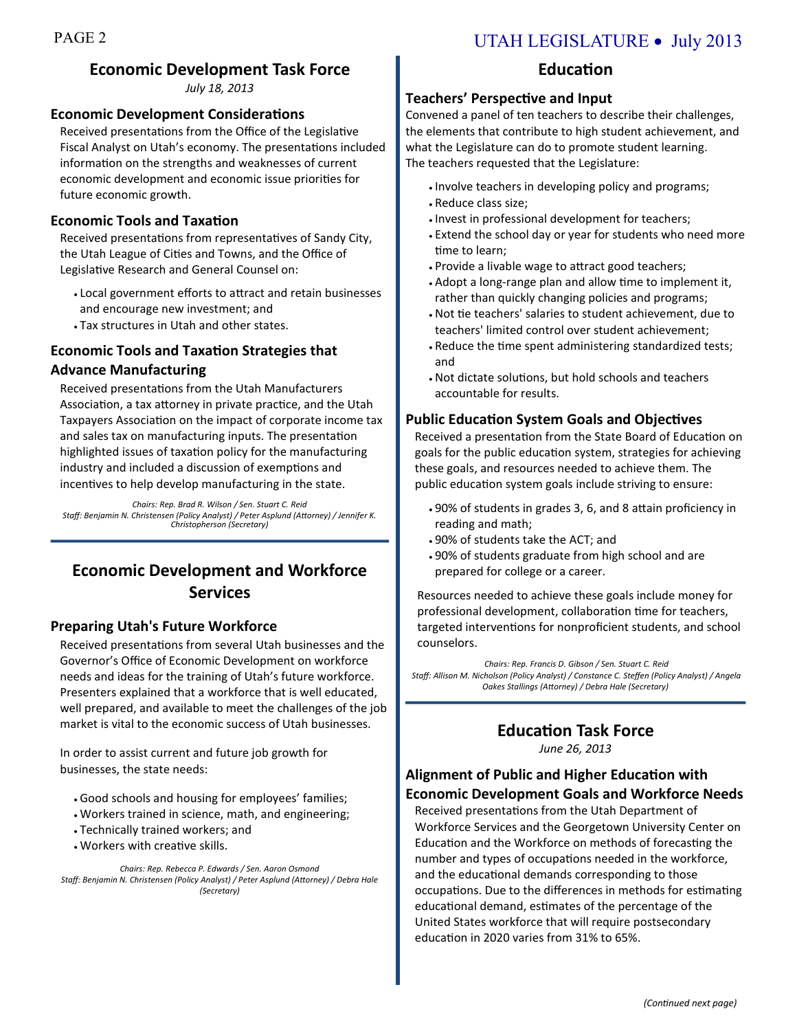## Economic Development Task Force

*July 18, 2013*

### Economic Development Considerations

Received presentations from the Office of the Legislative Fiscal Analyst on Utah's economy. The presentations included information on the strengths and weaknesses of current economic development and economic issue priorities for future economic growth.

### Economic Tools and Taxation

Received presentations from representatives of Sandy City, the Utah League of Cities and Towns, and the Office of Legislative Research and General Counsel on:

- Local government efforts to attract and retain businesses and encourage new investment; and
- Tax structures in Utah and other states.

### Economic Tools and Taxation Strategies that Advance Manufacturing

Received presentations from the Utah Manufacturers Association, a tax attorney in private practice, and the Utah Taxpayers Association on the impact of corporate income tax and sales tax on manufacturing inputs. The presentation highlighted issues of taxation policy for the manufacturing industry and included a discussion of exemptions and incentives to help develop manufacturing in the state.

*Chairs: Rep. Brad R. Wilson / Sen. Stuart C. Reid*
*Staff: Benjamin N. Christensen (Policy Analyst) / Peter Asplund (Attorney) / Jennifer K. Christopherson (Secretary)*

## Economic Development and Workforce Services

### Preparing Utah's Future Workforce

Received presentations from several Utah businesses and the Governor's Office of Economic Development on workforce needs and ideas for the training of Utah's future workforce. Presenters explained that a workforce that is well educated, well prepared, and available to meet the challenges of the job market is vital to the economic success of Utah businesses.

In order to assist current and future job growth for businesses, the state needs:

- Good schools and housing for employees' families;
- Workers trained in science, math, and engineering;
- Technically trained workers; and
- Workers with creative skills.

*Chairs: Rep. Rebecca P. Edwards / Sen. Aaron Osmond*
*Staff: Benjamin N. Christensen (Policy Analyst) / Peter Asplund (Attorney) / Debra Hale (Secretary)*

## Education

### Teachers' Perspective and Input

Convened a panel of ten teachers to describe their challenges, the elements that contribute to high student achievement, and what the Legislature can do to promote student learning. The teachers requested that the Legislature:

- Involve teachers in developing policy and programs;
- Reduce class size;
- Invest in professional development for teachers;
- Extend the school day or year for students who need more time to learn;
- Provide a livable wage to attract good teachers;
- Adopt a long-range plan and allow time to implement it, rather than quickly changing policies and programs;
- Not tie teachers' salaries to student achievement, due to teachers' limited control over student achievement;
- Reduce the time spent administering standardized tests; and
- Not dictate solutions, but hold schools and teachers accountable for results.

### Public Education System Goals and Objectives

Received a presentation from the State Board of Education on goals for the public education system, strategies for achieving these goals, and resources needed to achieve them. The public education system goals include striving to ensure:

- 90% of students in grades 3, 6, and 8 attain proficiency in reading and math;
- 90% of students take the ACT; and
- 90% of students graduate from high school and are prepared for college or a career.

Resources needed to achieve these goals include money for professional development, collaboration time for teachers, targeted interventions for nonproficient students, and school counselors.

*Chairs: Rep. Francis D. Gibson / Sen. Stuart C. Reid*
*Staff: Allison M. Nicholson (Policy Analyst) / Constance C. Steffen (Policy Analyst) / Angela Oakes Stallings (Attorney) / Debra Hale (Secretary)*

## Education Task Force

*June 26, 2013*

### Alignment of Public and Higher Education with Economic Development Goals and Workforce Needs

Received presentations from the Utah Department of Workforce Services and the Georgetown University Center on Education and the Workforce on methods of forecasting the number and types of occupations needed in the workforce, and the educational demands corresponding to those occupations. Due to the differences in methods for estimating educational demand, estimates of the percentage of the United States workforce that will require postsecondary education in 2020 varies from 31% to 65%.

*(Continued next page)*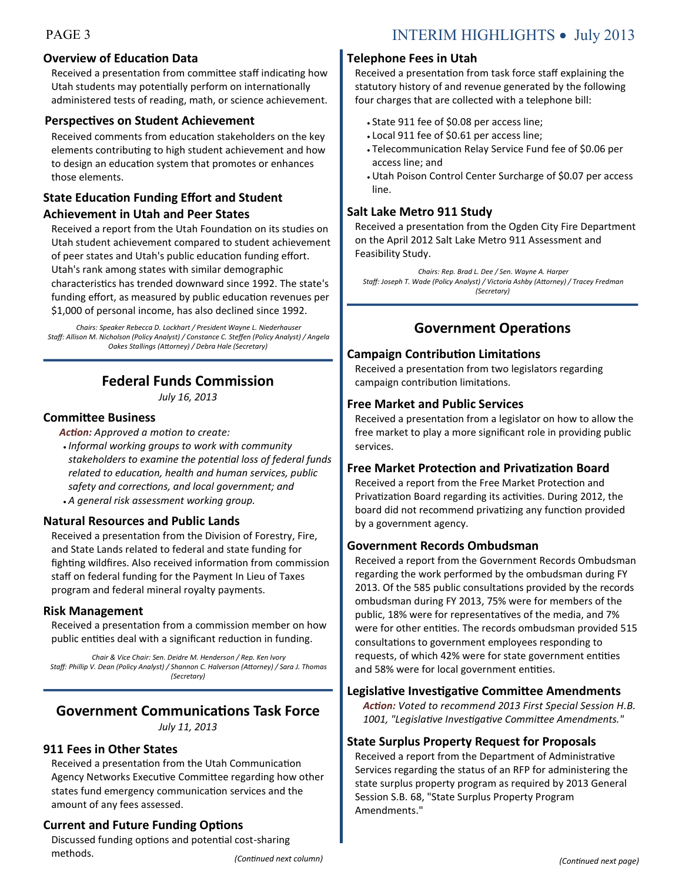### Overview of Education Data

Received a presentation from committee staff indicating how Utah students may potentially perform on internationally administered tests of reading, math, or science achievement.

### Perspectives on Student Achievement

Received comments from education stakeholders on the key elements contributing to high student achievement and how to design an education system that promotes or enhances those elements.

### State Education Funding Effort and Student Achievement in Utah and Peer States

Received a report from the Utah Foundation on its studies on Utah student achievement compared to student achievement of peer states and Utah's public education funding effort. Utah's rank among states with similar demographic characteristics has trended downward since 1992. The state's funding effort, as measured by public education revenues per $1,000 of personal income, has also declined since 1992.

*Chairs: Speaker Rebecca D. Lockhart / President Wayne L. Niederhauser*
*Staff: Allison M. Nicholson (Policy Analyst) / Constance C. Steffen (Policy Analyst) / Angela Oakes Stallings (Attorney) / Debra Hale (Secretary)*

## Federal Funds Commission

*July 16, 2013*

### Committee Business

***Action:*** *Approved a motion to create:*

- *Informal working groups to work with community stakeholders to examine the potential loss of federal funds related to education, health and human services, public safety and corrections, and local government; and*
- *A general risk assessment working group.*

### Natural Resources and Public Lands

Received a presentation from the Division of Forestry, Fire, and State Lands related to federal and state funding for fighting wildfires. Also received information from commission staff on federal funding for the Payment In Lieu of Taxes program and federal mineral royalty payments.

### Risk Management

Received a presentation from a commission member on how public entities deal with a significant reduction in funding.

*Chair & Vice Chair: Sen. Deidre M. Henderson / Rep. Ken Ivory*
*Staff: Phillip V. Dean (Policy Analyst) / Shannon C. Halverson (Attorney) / Sara J. Thomas (Secretary)*

## Government Communications Task Force

*July 11, 2013*

### 911 Fees in Other States

Received a presentation from the Utah Communication Agency Networks Executive Committee regarding how other states fund emergency communication services and the amount of any fees assessed.

### Current and Future Funding Options

Discussed funding options and potential cost-sharing methods.

### Telephone Fees in Utah

Received a presentation from task force staff explaining the statutory history of and revenue generated by the following four charges that are collected with a telephone bill:

- State 911 fee of $0.08 per access line;
- Local 911 fee of $0.61 per access line;
- Telecommunication Relay Service Fund fee of $0.06 per access line; and
- Utah Poison Control Center Surcharge of $0.07 per access line.

### Salt Lake Metro 911 Study

Received a presentation from the Ogden City Fire Department on the April 2012 Salt Lake Metro 911 Assessment and Feasibility Study.

*Chairs: Rep. Brad L. Dee / Sen. Wayne A. Harper*
*Staff: Joseph T. Wade (Policy Analyst) / Victoria Ashby (Attorney) / Tracey Fredman (Secretary)*

## Government Operations

### Campaign Contribution Limitations

Received a presentation from two legislators regarding campaign contribution limitations.

### Free Market and Public Services

Received a presentation from a legislator on how to allow the free market to play a more significant role in providing public services.

### Free Market Protection and Privatization Board

Received a report from the Free Market Protection and Privatization Board regarding its activities. During 2012, the board did not recommend privatizing any function provided by a government agency.

### Government Records Ombudsman

Received a report from the Government Records Ombudsman regarding the work performed by the ombudsman during FY 2013. Of the 585 public consultations provided by the records ombudsman during FY 2013, 75% were for members of the public, 18% were for representatives of the media, and 7% were for other entities. The records ombudsman provided 515 consultations to government employees responding to requests, of which 42% were for state government entities and 58% were for local government entities.

### Legislative Investigative Committee Amendments

***Action:*** *Voted to recommend 2013 First Special Session H.B. 1001, "Legislative Investigative Committee Amendments."*

### State Surplus Property Request for Proposals

Received a report from the Department of Administrative Services regarding the status of an RFP for administering the state surplus property program as required by 2013 General Session S.B. 68, "State Surplus Property Program Amendments."

*(Continued next page)*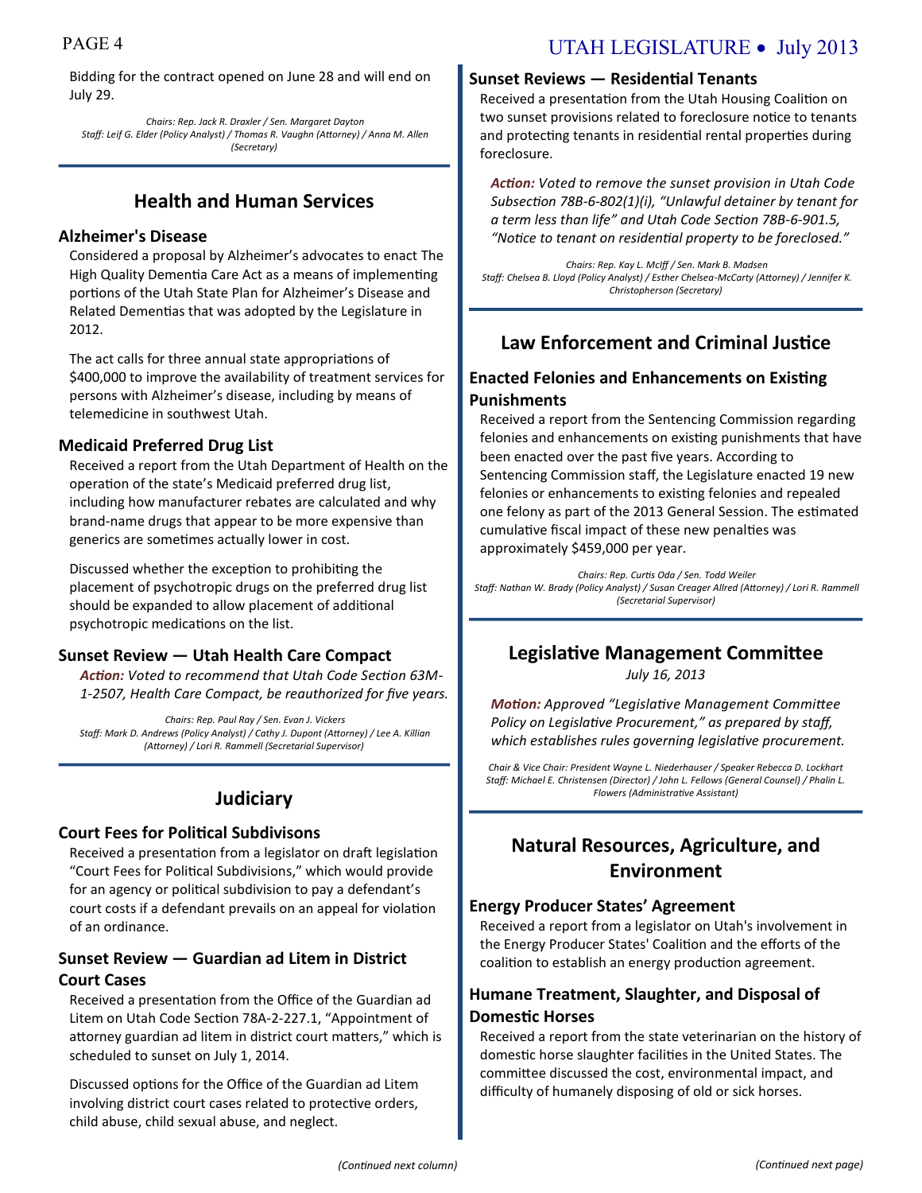Bidding for the contract opened on June 28 and will end on July 29.

*Chairs: Rep. Jack R. Draxler / Sen. Margaret Dayton*
*Staff: Leif G. Elder (Policy Analyst) / Thomas R. Vaughn (Attorney) / Anna M. Allen (Secretary)*

## Health and Human Services

### Alzheimer's Disease

Considered a proposal by Alzheimer's advocates to enact The High Quality Dementia Care Act as a means of implementing portions of the Utah State Plan for Alzheimer's Disease and Related Dementias that was adopted by the Legislature in 2012.

The act calls for three annual state appropriations of $400,000 to improve the availability of treatment services for persons with Alzheimer's disease, including by means of telemedicine in southwest Utah.

### Medicaid Preferred Drug List

Received a report from the Utah Department of Health on the operation of the state's Medicaid preferred drug list, including how manufacturer rebates are calculated and why brand-name drugs that appear to be more expensive than generics are sometimes actually lower in cost.

Discussed whether the exception to prohibiting the placement of psychotropic drugs on the preferred drug list should be expanded to allow placement of additional psychotropic medications on the list.

### Sunset Review — Utah Health Care Compact

***Action:*** *Voted to recommend that Utah Code Section 63M-1-2507, Health Care Compact, be reauthorized for five years.*

*Chairs: Rep. Paul Ray / Sen. Evan J. Vickers*
*Staff: Mark D. Andrews (Policy Analyst) / Cathy J. Dupont (Attorney) / Lee A. Killian (Attorney) / Lori R. Rammell (Secretarial Supervisor)*

## Judiciary

### Court Fees for Political Subdivisons

Received a presentation from a legislator on draft legislation "Court Fees for Political Subdivisions," which would provide for an agency or political subdivision to pay a defendant's court costs if a defendant prevails on an appeal for violation of an ordinance.

### Sunset Review — Guardian ad Litem in District Court Cases

Received a presentation from the Office of the Guardian ad Litem on Utah Code Section 78A-2-227.1, "Appointment of attorney guardian ad litem in district court matters," which is scheduled to sunset on July 1, 2014.

Discussed options for the Office of the Guardian ad Litem involving district court cases related to protective orders, child abuse, child sexual abuse, and neglect.

### Sunset Reviews — Residential Tenants

Received a presentation from the Utah Housing Coalition on two sunset provisions related to foreclosure notice to tenants and protecting tenants in residential rental properties during foreclosure.

***Action:*** *Voted to remove the sunset provision in Utah Code Subsection 78B-6-802(1)(i), "Unlawful detainer by tenant for a term less than life" and Utah Code Section 78B-6-901.5, "Notice to tenant on residential property to be foreclosed."*

*Chairs: Rep. Kay L. McIff / Sen. Mark B. Madsen*
*Staff: Chelsea B. Lloyd (Policy Analyst) / Esther Chelsea-McCarty (Attorney) / Jennifer K. Christopherson (Secretary)*

## Law Enforcement and Criminal Justice

### Enacted Felonies and Enhancements on Existing Punishments

Received a report from the Sentencing Commission regarding felonies and enhancements on existing punishments that have been enacted over the past five years. According to Sentencing Commission staff, the Legislature enacted 19 new felonies or enhancements to existing felonies and repealed one felony as part of the 2013 General Session. The estimated cumulative fiscal impact of these new penalties was approximately $459,000 per year.

*Chairs: Rep. Curtis Oda / Sen. Todd Weiler*
*Staff: Nathan W. Brady (Policy Analyst) / Susan Creager Allred (Attorney) / Lori R. Rammell (Secretarial Supervisor)*

## Legislative Management Committee

*July 16, 2013*

***Motion:*** *Approved "Legislative Management Committee Policy on Legislative Procurement," as prepared by staff, which establishes rules governing legislative procurement.*

*Chair & Vice Chair: President Wayne L. Niederhauser / Speaker Rebecca D. Lockhart*
*Staff: Michael E. Christensen (Director) / John L. Fellows (General Counsel) / Phalin L. Flowers (Administrative Assistant)*

## Natural Resources, Agriculture, and Environment

### Energy Producer States' Agreement

Received a report from a legislator on Utah's involvement in the Energy Producer States' Coalition and the efforts of the coalition to establish an energy production agreement.

### Humane Treatment, Slaughter, and Disposal of Domestic Horses

Received a report from the state veterinarian on the history of domestic horse slaughter facilities in the United States. The committee discussed the cost, environmental impact, and difficulty of humanely disposing of old or sick horses.

*(Continued next page)*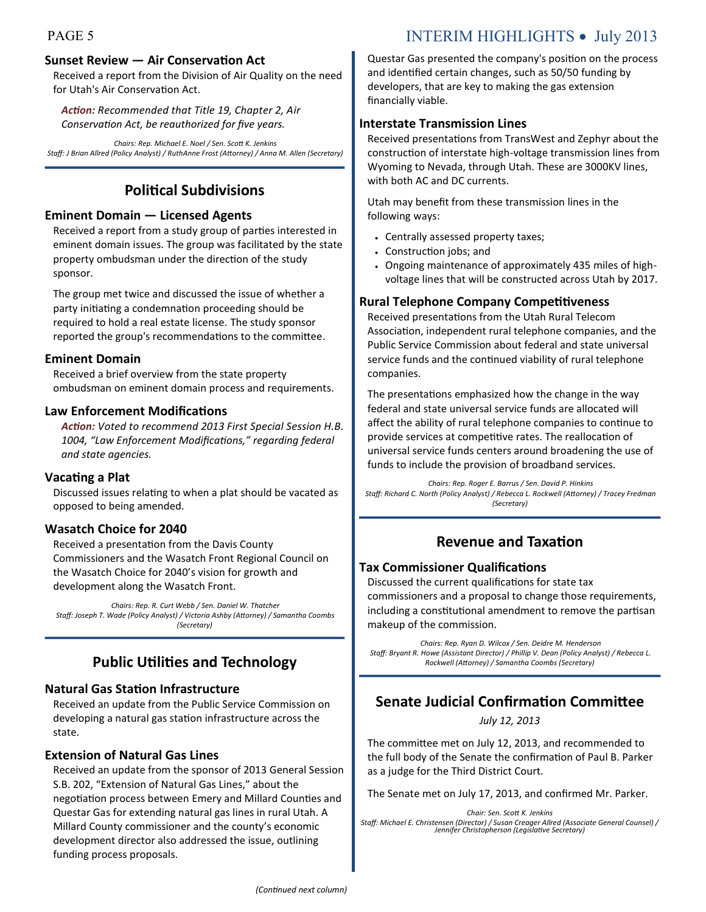### Sunset Review — Air Conservation Act

Received a report from the Division of Air Quality on the need for Utah's Air Conservation Act.

***Action:*** *Recommended that Title 19, Chapter 2, Air Conservation Act, be reauthorized for five years.*

*Chairs: Rep. Michael E. Noel / Sen. Scott K. Jenkins*
*Staff: J Brian Allred (Policy Analyst) / RuthAnne Frost (Attorney) / Anna M. Allen (Secretary)*

## Political Subdivisions

### Eminent Domain — Licensed Agents

Received a report from a study group of parties interested in eminent domain issues. The group was facilitated by the state property ombudsman under the direction of the study sponsor.

The group met twice and discussed the issue of whether a party initiating a condemnation proceeding should be required to hold a real estate license. The study sponsor reported the group's recommendations to the committee.

### Eminent Domain

Received a brief overview from the state property ombudsman on eminent domain process and requirements.

### Law Enforcement Modifications

***Action:*** *Voted to recommend 2013 First Special Session H.B. 1004, "Law Enforcement Modifications," regarding federal and state agencies.*

### Vacating a Plat

Discussed issues relating to when a plat should be vacated as opposed to being amended.

### Wasatch Choice for 2040

Received a presentation from the Davis County Commissioners and the Wasatch Front Regional Council on the Wasatch Choice for 2040's vision for growth and development along the Wasatch Front.

*Chairs: Rep. R. Curt Webb / Sen. Daniel W. Thatcher*
*Staff: Joseph T. Wade (Policy Analyst) / Victoria Ashby (Attorney) / Samantha Coombs (Secretary)*

## Public Utilities and Technology

### Natural Gas Station Infrastructure

Received an update from the Public Service Commission on developing a natural gas station infrastructure across the state.

### Extension of Natural Gas Lines

Received an update from the sponsor of 2013 General Session S.B. 202, "Extension of Natural Gas Lines," about the negotiation process between Emery and Millard Counties and Questar Gas for extending natural gas lines in rural Utah. A Millard County commissioner and the county's economic development director also addressed the issue, outlining funding process proposals.

*(Continued next column)*

Questar Gas presented the company's position on the process and identified certain changes, such as 50/50 funding by developers, that are key to making the gas extension financially viable.

### Interstate Transmission Lines

Received presentations from TransWest and Zephyr about the construction of interstate high-voltage transmission lines from Wyoming to Nevada, through Utah. These are 3000KV lines, with both AC and DC currents.

Utah may benefit from these transmission lines in the following ways:

- Centrally assessed property taxes;
- Construction jobs; and
- Ongoing maintenance of approximately 435 miles of high-voltage lines that will be constructed across Utah by 2017.

### Rural Telephone Company Competitiveness

Received presentations from the Utah Rural Telecom Association, independent rural telephone companies, and the Public Service Commission about federal and state universal service funds and the continued viability of rural telephone companies.

The presentations emphasized how the change in the way federal and state universal service funds are allocated will affect the ability of rural telephone companies to continue to provide services at competitive rates. The reallocation of universal service funds centers around broadening the use of funds to include the provision of broadband services.

*Chairs: Rep. Roger E. Barrus / Sen. David P. Hinkins*
*Staff: Richard C. North (Policy Analyst) / Rebecca L. Rockwell (Attorney) / Tracey Fredman (Secretary)*

## Revenue and Taxation

### Tax Commissioner Qualifications

Discussed the current qualifications for state tax commissioners and a proposal to change those requirements, including a constitutional amendment to remove the partisan makeup of the commission.

*Chairs: Rep. Ryan D. Wilcox / Sen. Deidre M. Henderson*
*Staff: Bryant R. Howe (Assistant Director) / Phillip V. Dean (Policy Analyst) / Rebecca L. Rockwell (Attorney) / Samantha Coombs (Secretary)*

## Senate Judicial Confirmation Committee

*July 12, 2013*

The committee met on July 12, 2013, and recommended to the full body of the Senate the confirmation of Paul B. Parker as a judge for the Third District Court.

The Senate met on July 17, 2013, and confirmed Mr. Parker.

*Chair: Sen. Scott K. Jenkins*
*Staff: Michael E. Christensen (Director) / Susan Creager Allred (Associate General Counsel) / Jennifer Christopherson (Legislative Secretary)*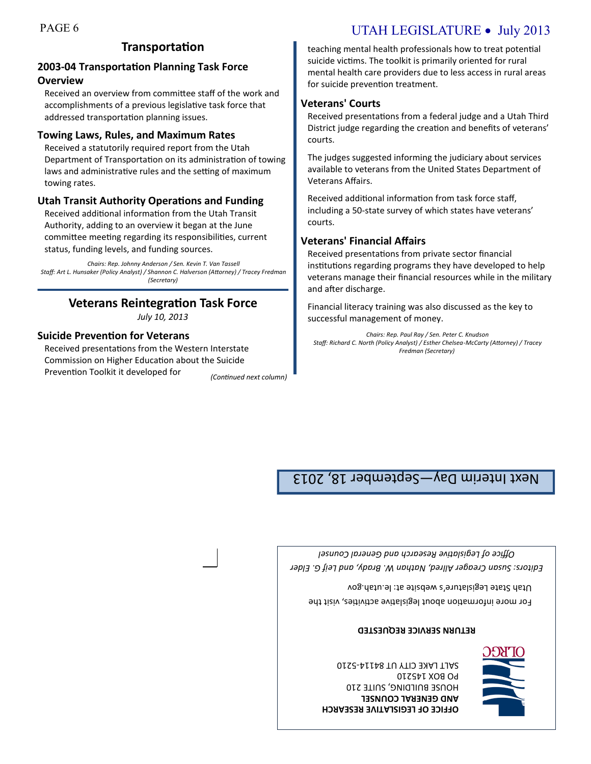## Transportation

### 2003-04 Transportation Planning Task Force Overview

Received an overview from committee staff of the work and accomplishments of a previous legislative task force that addressed transportation planning issues.

### Towing Laws, Rules, and Maximum Rates

Received a statutorily required report from the Utah Department of Transportation on its administration of towing laws and administrative rules and the setting of maximum towing rates.

### Utah Transit Authority Operations and Funding

Received additional information from the Utah Transit Authority, adding to an overview it began at the June committee meeting regarding its responsibilities, current status, funding levels, and funding sources.

*Chairs: Rep. Johnny Anderson / Sen. Kevin T. Van Tassell*
*Staff: Art L. Hunsaker (Policy Analyst) / Shannon C. Halverson (Attorney) / Tracey Fredman (Secretary)*

## Veterans Reintegration Task Force

*July 10, 2013*

### Suicide Prevention for Veterans

Received presentations from the Western Interstate Commission on Higher Education about the Suicide Prevention Toolkit it developed for teaching mental health professionals how to treat potential suicide victims. The toolkit is primarily oriented for rural mental health care providers due to less access in rural areas for suicide prevention treatment.

### Veterans' Courts

Received presentations from a federal judge and a Utah Third District judge regarding the creation and benefits of veterans' courts.

The judges suggested informing the judiciary about services available to veterans from the United States Department of Veterans Affairs.

Received additional information from task force staff, including a 50-state survey of which states have veterans' courts.

### Veterans' Financial Affairs

Received presentations from private sector financial institutions regarding programs they have developed to help veterans manage their financial resources while in the military and after discharge.

Financial literacy training was also discussed as the key to successful management of money.

*Chairs: Rep. Paul Ray / Sen. Peter C. Knudson*
*Staff: Richard C. North (Policy Analyst) / Esther Chelsea-McCarty (Attorney) / Tracey Fredman (Secretary)*

**Next Interim Day—September 18, 2013**

**OFFICE OF LEGISLATIVE RESEARCH AND GENERAL COUNSEL**
HOUSE BUILDING, SUITE 210
PO BOX 145210
SALT LAKE CITY UT 84114-5210

**RETURN SERVICE REQUESTED**

For more information about legislative activities, visit the Utah State Legislature's website at: le.utah.gov

*Editors: Susan Creager Allred, Nathan W. Brady, and Leif G. Elder*
*Office of Legislative Research and General Counsel*